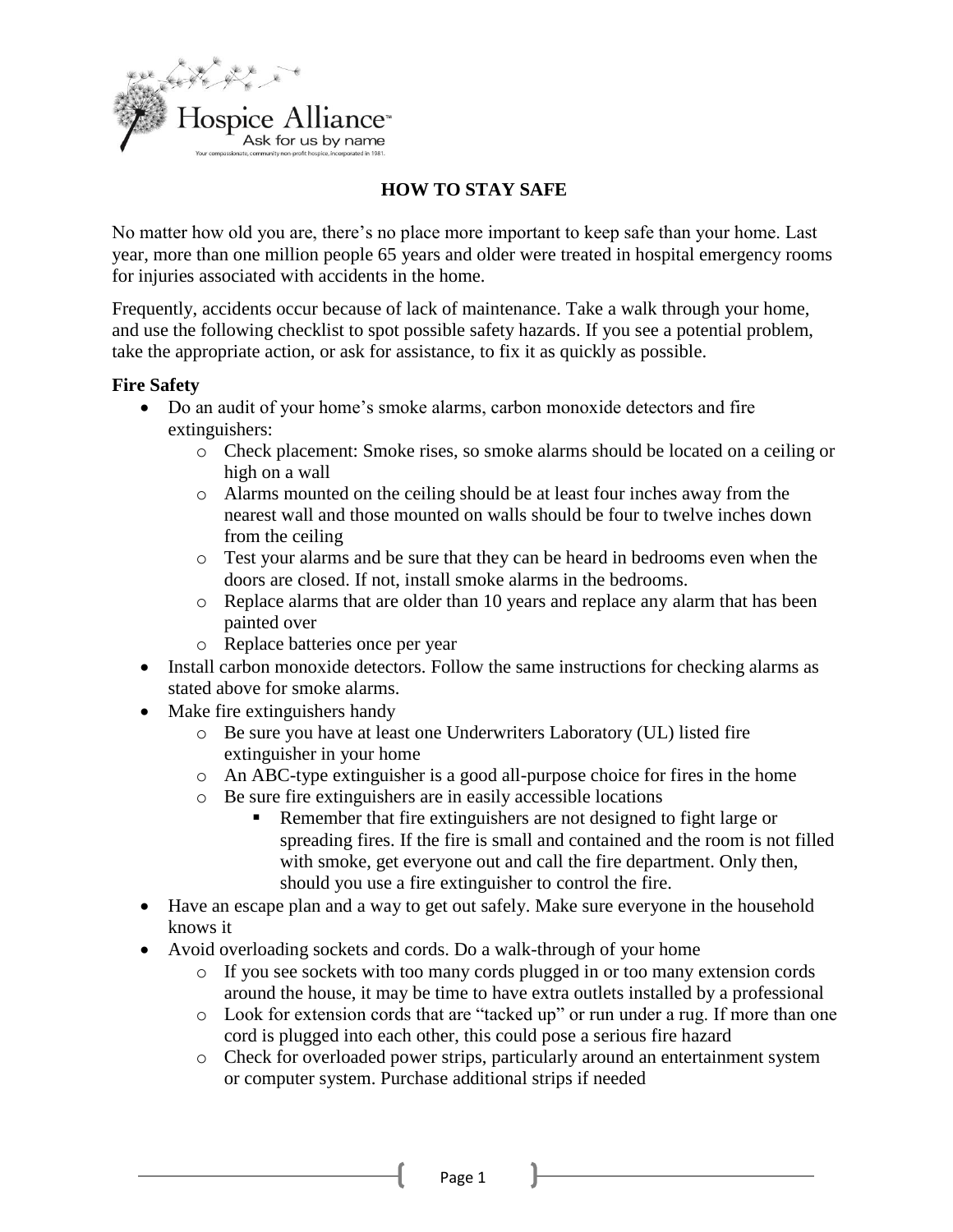Hospice Alliance™

Ask for us by name

Your compassionate, community non-profit hospice, incorporated in 1981.

# HOW TO STAY SAFE

No matter how old you are, there's no place more important to keep safe than your home. Last year, more than one million people 65 years and older were treated in hospital emergency rooms for injuries associated with accidents in the home.

Frequently, accidents occur because of lack of maintenance. Take a walk through your home, and use the following checklist to spot possible safety hazards. If you see a potential problem, take the appropriate action, or ask for assistance, to fix it as quickly as possible.

## Fire Safety

- Do an audit of your home's smoke alarms, carbon monoxide detectors and fire extinguishers:
  - Check placement: Smoke rises, so smoke alarms should be located on a ceiling or high on a wall
  - Alarms mounted on the ceiling should be at least four inches away from the nearest wall and those mounted on walls should be four to twelve inches down from the ceiling
  - Test your alarms and be sure that they can be heard in bedrooms even when the doors are closed. If not, install smoke alarms in the bedrooms.
  - Replace alarms that are older than 10 years and replace any alarm that has been painted over
  - Replace batteries once per year
- Install carbon monoxide detectors. Follow the same instructions for checking alarms as stated above for smoke alarms.
- Make fire extinguishers handy
  - Be sure you have at least one Underwriters Laboratory (UL) listed fire extinguisher in your home
  - An ABC-type extinguisher is a good all-purpose choice for fires in the home
  - Be sure fire extinguishers are in easily accessible locations
    - Remember that fire extinguishers are not designed to fight large or spreading fires. If the fire is small and contained and the room is not filled with smoke, get everyone out and call the fire department. Only then, should you use a fire extinguisher to control the fire.
- Have an escape plan and a way to get out safely. Make sure everyone in the household knows it
- Avoid overloading sockets and cords. Do a walk-through of your home
  - If you see sockets with too many cords plugged in or too many extension cords around the house, it may be time to have extra outlets installed by a professional
  - Look for extension cords that are "tacked up" or run under a rug. If more than one cord is plugged into each other, this could pose a serious fire hazard
  - Check for overloaded power strips, particularly around an entertainment system or computer system. Purchase additional strips if needed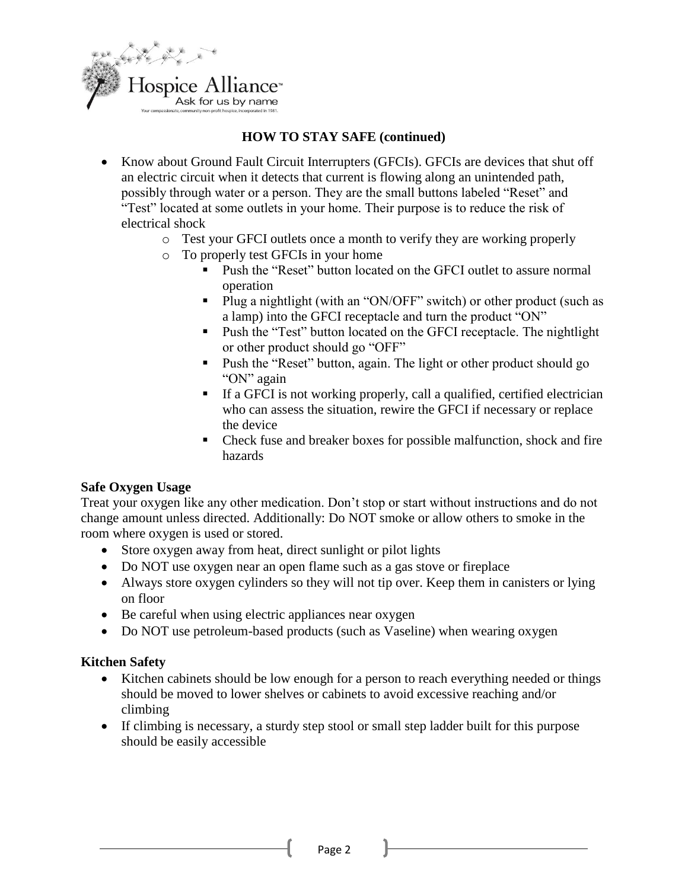## HOW TO STAY SAFE (continued)

- Know about Ground Fault Circuit Interrupters (GFCIs). GFCIs are devices that shut off an electric circuit when it detects that current is flowing along an unintended path, possibly through water or a person. They are the small buttons labeled "Reset" and "Test" located at some outlets in your home. Their purpose is to reduce the risk of electrical shock
  - Test your GFCI outlets once a month to verify they are working properly
  - To properly test GFCIs in your home
    - Push the "Reset" button located on the GFCI outlet to assure normal operation
    - Plug a nightlight (with an "ON/OFF" switch) or other product (such as a lamp) into the GFCI receptacle and turn the product "ON"
    - Push the "Test" button located on the GFCI receptacle. The nightlight or other product should go "OFF"
    - Push the "Reset" button, again. The light or other product should go "ON" again
    - If a GFCI is not working properly, call a qualified, certified electrician who can assess the situation, rewire the GFCI if necessary or replace the device
    - Check fuse and breaker boxes for possible malfunction, shock and fire hazards

**Safe Oxygen Usage**

Treat your oxygen like any other medication. Don't stop or start without instructions and do not change amount unless directed. Additionally: Do NOT smoke or allow others to smoke in the room where oxygen is used or stored.

- Store oxygen away from heat, direct sunlight or pilot lights
- Do NOT use oxygen near an open flame such as a gas stove or fireplace
- Always store oxygen cylinders so they will not tip over. Keep them in canisters or lying on floor
- Be careful when using electric appliances near oxygen
- Do NOT use petroleum-based products (such as Vaseline) when wearing oxygen

**Kitchen Safety**

- Kitchen cabinets should be low enough for a person to reach everything needed or things should be moved to lower shelves or cabinets to avoid excessive reaching and/or climbing
- If climbing is necessary, a sturdy step stool or small step ladder built for this purpose should be easily accessible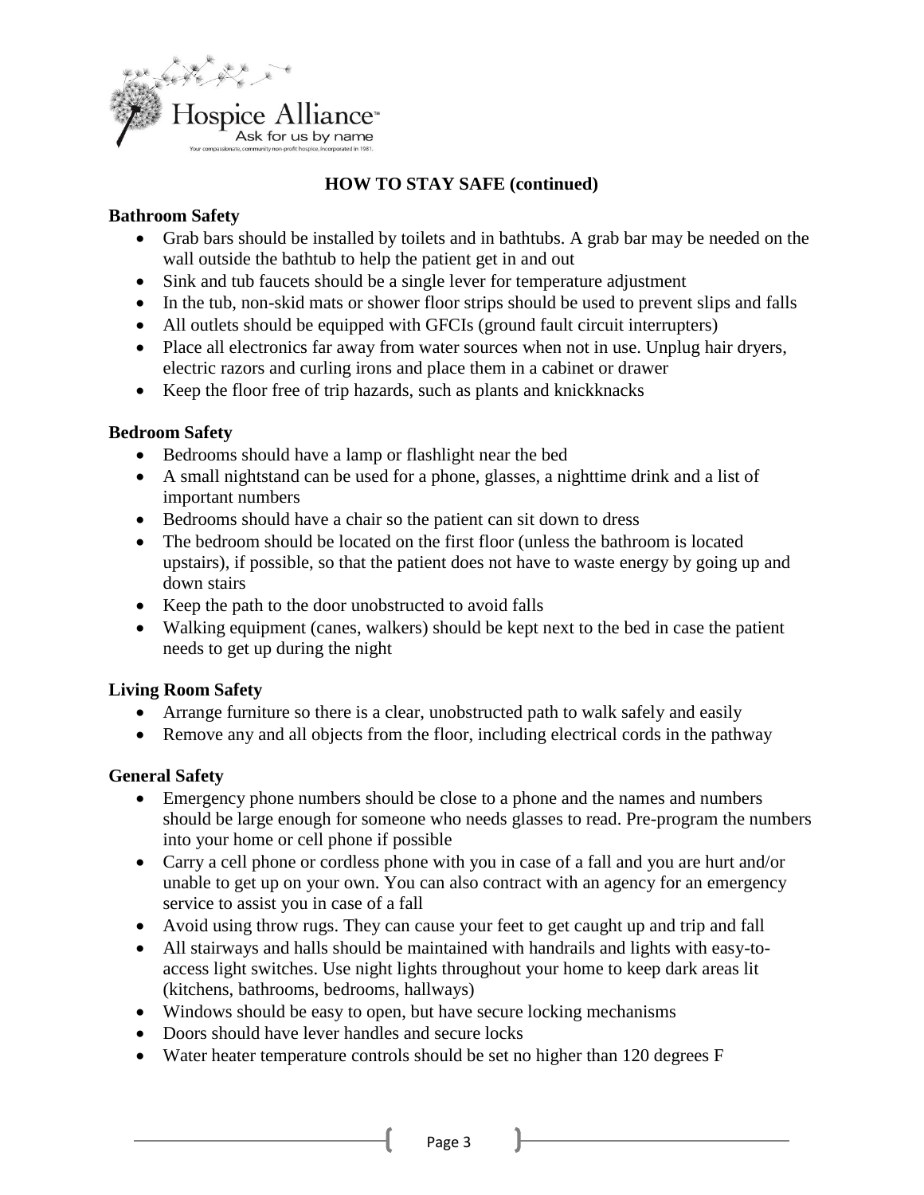## HOW TO STAY SAFE (continued)

### Bathroom Safety

- Grab bars should be installed by toilets and in bathtubs. A grab bar may be needed on the wall outside the bathtub to help the patient get in and out
- Sink and tub faucets should be a single lever for temperature adjustment
- In the tub, non-skid mats or shower floor strips should be used to prevent slips and falls
- All outlets should be equipped with GFCIs (ground fault circuit interrupters)
- Place all electronics far away from water sources when not in use. Unplug hair dryers, electric razors and curling irons and place them in a cabinet or drawer
- Keep the floor free of trip hazards, such as plants and knickknacks

### Bedroom Safety

- Bedrooms should have a lamp or flashlight near the bed
- A small nightstand can be used for a phone, glasses, a nighttime drink and a list of important numbers
- Bedrooms should have a chair so the patient can sit down to dress
- The bedroom should be located on the first floor (unless the bathroom is located upstairs), if possible, so that the patient does not have to waste energy by going up and down stairs
- Keep the path to the door unobstructed to avoid falls
- Walking equipment (canes, walkers) should be kept next to the bed in case the patient needs to get up during the night

### Living Room Safety

- Arrange furniture so there is a clear, unobstructed path to walk safely and easily
- Remove any and all objects from the floor, including electrical cords in the pathway

### General Safety

- Emergency phone numbers should be close to a phone and the names and numbers should be large enough for someone who needs glasses to read. Pre-program the numbers into your home or cell phone if possible
- Carry a cell phone or cordless phone with you in case of a fall and you are hurt and/or unable to get up on your own. You can also contract with an agency for an emergency service to assist you in case of a fall
- Avoid using throw rugs. They can cause your feet to get caught up and trip and fall
- All stairways and halls should be maintained with handrails and lights with easy-to-access light switches. Use night lights throughout your home to keep dark areas lit (kitchens, bathrooms, bedrooms, hallways)
- Windows should be easy to open, but have secure locking mechanisms
- Doors should have lever handles and secure locks
- Water heater temperature controls should be set no higher than 120 degrees F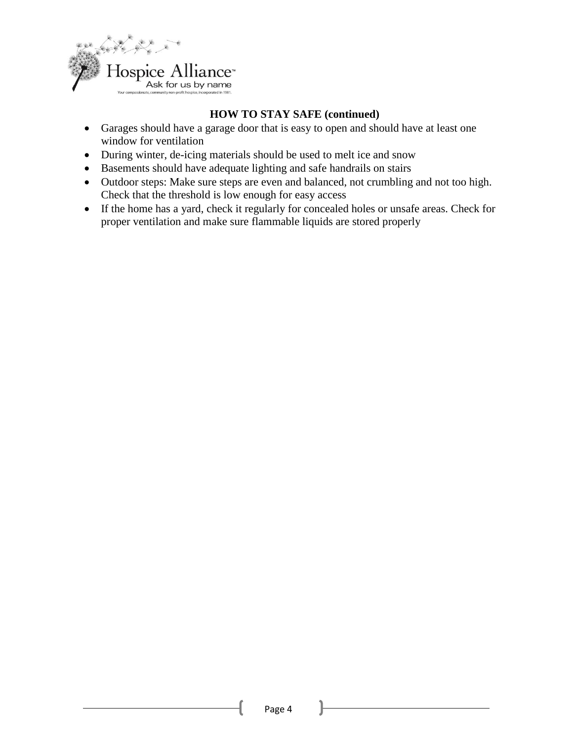**HOW TO STAY SAFE (continued)**

- Garages should have a garage door that is easy to open and should have at least one window for ventilation
- During winter, de-icing materials should be used to melt ice and snow
- Basements should have adequate lighting and safe handrails on stairs
- Outdoor steps: Make sure steps are even and balanced, not crumbling and not too high. Check that the threshold is low enough for easy access
- If the home has a yard, check it regularly for concealed holes or unsafe areas. Check for proper ventilation and make sure flammable liquids are stored properly